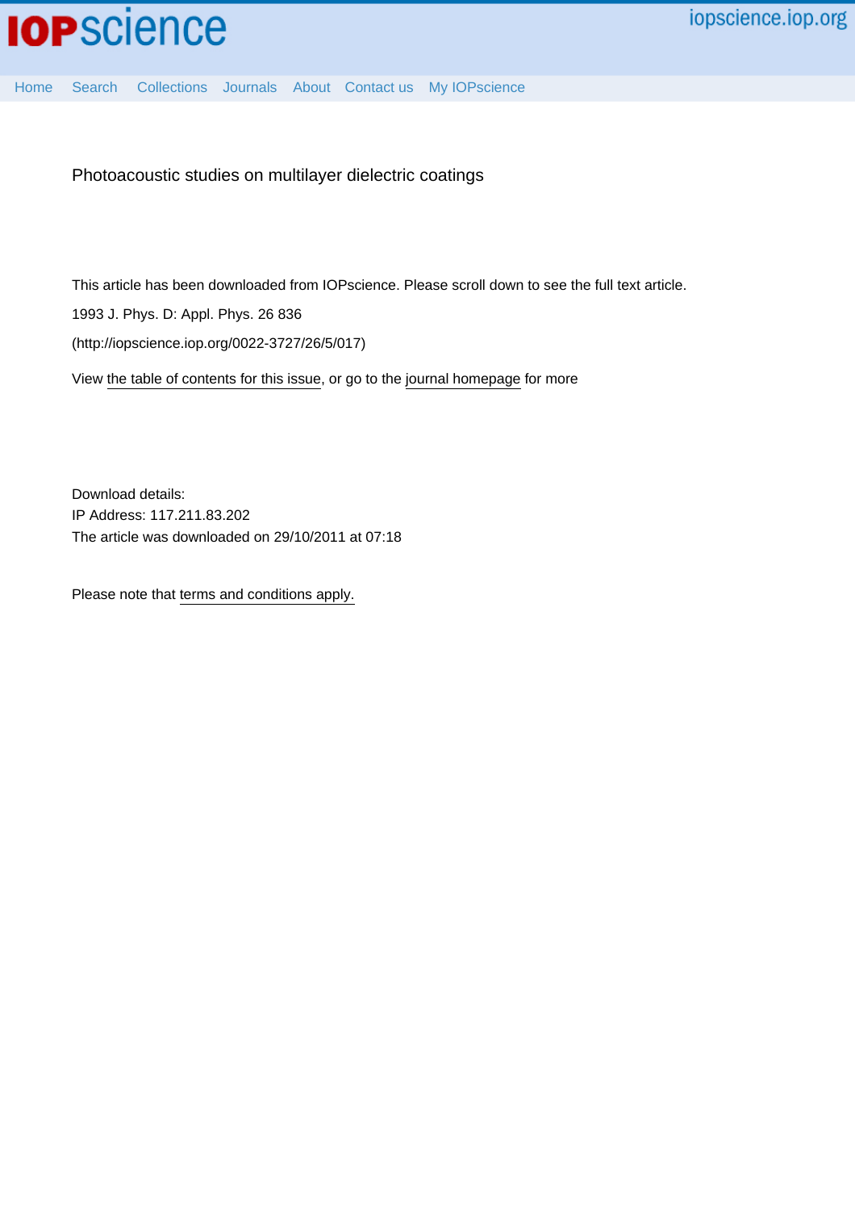IOPscience | iopscience.iop.org

Home | Search | Collections | Journals | About | Contact us | My IOPscience

# Photoacoustic studies on multilayer dielectric coatings

This article has been downloaded from IOPscience. Please scroll down to see the full text article.

1993 J. Phys. D: Appl. Phys. 26 836

(http://iopscience.iop.org/0022-3727/26/5/017)

View the table of contents for this issue, or go to the journal homepage for more

Download details:
IP Address: 117.211.83.202
The article was downloaded on 29/10/2011 at 07:18

Please note that terms and conditions apply.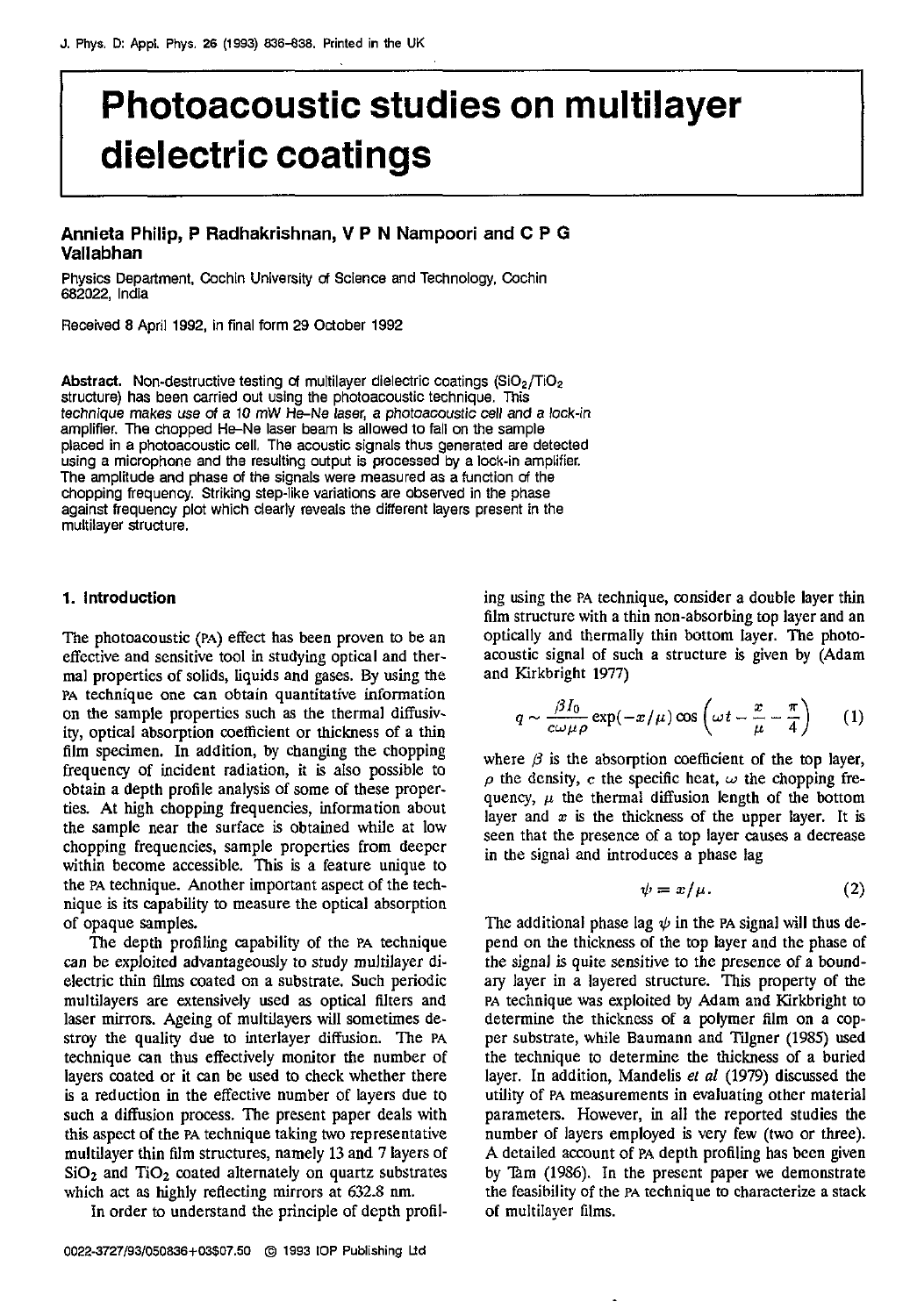# Photoacoustic studies on multilayer dielectric coatings

**Annieta Philip, P Radhakrishnan, V P N Nampoori and C P G Vallabhan**

Physics Department, Cochin University of Science and Technology, Cochin 682022, India

Received 8 April 1992, in final form 29 October 1992

**Abstract.** Non-destructive testing of multilayer dielectric coatings ($SiO_2/TiO_2$ structure) has been carried out using the photoacoustic technique. This technique makes use of a 10 mW He-Ne laser, a photoacoustic cell and a lock-in amplifier. The chopped He-Ne laser beam is allowed to fall on the sample placed in a photoacoustic cell. The acoustic signals thus generated are detected using a microphone and the resulting output is processed by a lock-in amplifier. The amplitude and phase of the signals were measured as a function of the chopping frequency. Striking step-like variations are observed in the phase against frequency plot which clearly reveals the different layers present in the multilayer structure.

## 1. Introduction

The photoacoustic (PA) effect has been proven to be an effective and sensitive tool in studying optical and thermal properties of solids, liquids and gases. By using the PA technique one can obtain quantitative information on the sample properties such as the thermal diffusivity, optical absorption coefficient or thickness of a thin film specimen. In addition, by changing the chopping frequency of incident radiation, it is also possible to obtain a depth profile analysis of some of these properties. At high chopping frequencies, information about the sample near the surface is obtained while at low chopping frequencies, sample properties from deeper within become accessible. This is a feature unique to the PA technique. Another important aspect of the technique is its capability to measure the optical absorption of opaque samples.

The depth profiling capability of the PA technique can be exploited advantageously to study multilayer dielectric thin films coated on a substrate. Such periodic multilayers are extensively used as optical filters and laser mirrors. Ageing of multilayers will sometimes destroy the quality due to interlayer diffusion. The PA technique can thus effectively monitor the number of layers coated or it can be used to check whether there is a reduction in the effective number of layers due to such a diffusion process. The present paper deals with this aspect of the PA technique taking two representative multilayer thin film structures, namely 13 and 7 layers of $SiO_2$ and $TiO_2$ coated alternately on quartz substrates which act as highly reflecting mirrors at 632.8 nm.

In order to understand the principle of depth profiling using the PA technique, consider a double layer thin film structure with a thin non-absorbing top layer and an optically and thermally thin bottom layer. The photoacoustic signal of such a structure is given by (Adam and Kirkbright 1977)

$$q \sim \frac{\beta I_0}{c\omega\mu\rho} \exp(-x/\mu) \cos\left(\omega t - \frac{x}{\mu} - \frac{\pi}{4}\right) \qquad (1)$$

where $\beta$ is the absorption coefficient of the top layer, $\rho$ the density, $c$ the specific heat, $\omega$ the chopping frequency, $\mu$ the thermal diffusion length of the bottom layer and $x$ is the thickness of the upper layer. It is seen that the presence of a top layer causes a decrease in the signal and introduces a phase lag

$$\psi = x/\mu. \qquad (2)$$

The additional phase lag $\psi$ in the PA signal will thus depend on the thickness of the top layer and the phase of the signal is quite sensitive to the presence of a boundary layer in a layered structure. This property of the PA technique was exploited by Adam and Kirkbright to determine the thickness of a polymer film on a copper substrate, while Baumann and Tilgner (1985) used the technique to determine the thickness of a buried layer. In addition, Mandelis *et al* (1979) discussed the utility of PA measurements in evaluating other material parameters. However, in all the reported studies the number of layers employed is very few (two or three). A detailed account of PA depth profiling has been given by Tam (1986). In the present paper we demonstrate the feasibility of the PA technique to characterize a stack of multilayer films.

0022-3727/93/050836+03$07.50 © 1993 IOP Publishing Ltd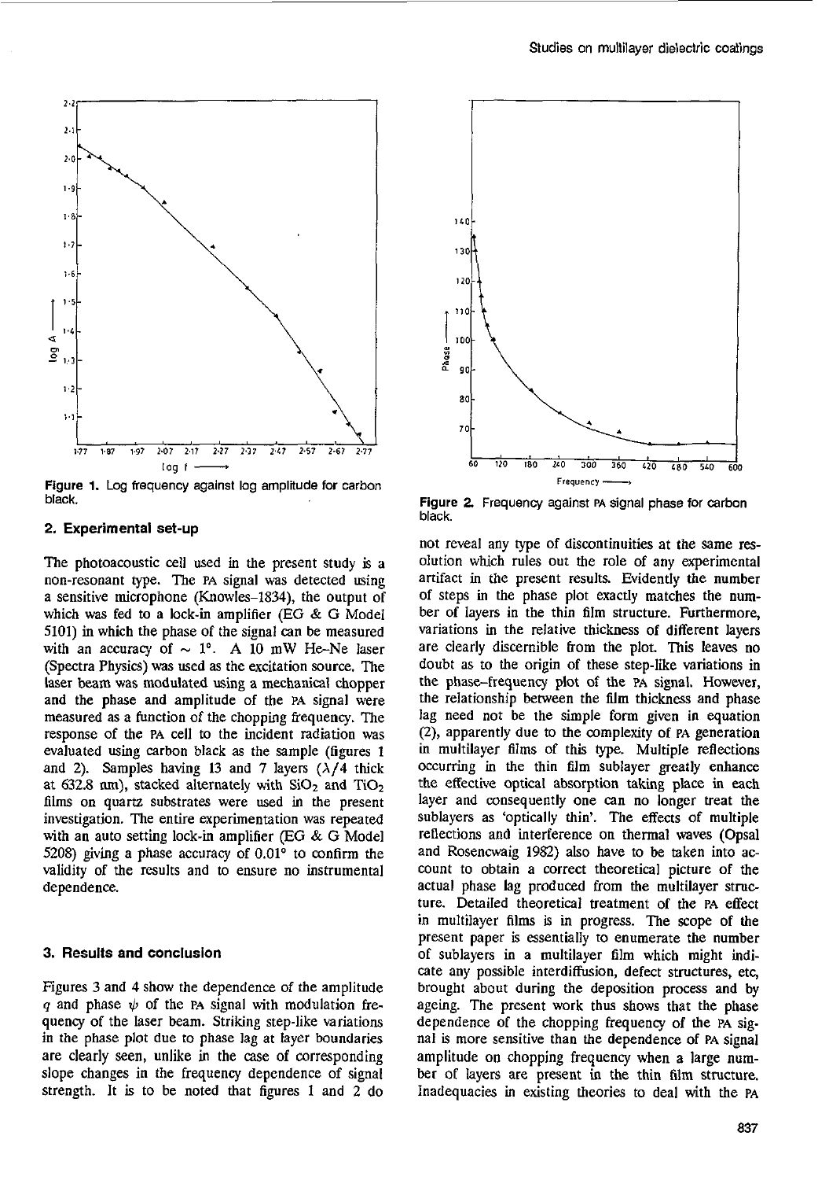Figure 1. Log frequency against log amplitude for carbon black.

Figure 2. Frequency against PA signal phase for carbon black.

## 2. Experimental set-up

The photoacoustic cell used in the present study is a non-resonant type. The PA signal was detected using a sensitive microphone (Knowles–1834), the output of which was fed to a lock-in amplifier (EG & G Model 5101) in which the phase of the signal can be measured with an accuracy of $\sim 1°$. A 10 mW He–Ne laser (Spectra Physics) was used as the excitation source. The laser beam was modulated using a mechanical chopper and the phase and amplitude of the PA signal were measured as a function of the chopping frequency. The response of the PA cell to the incident radiation was evaluated using carbon black as the sample (figures 1 and 2). Samples having 13 and 7 layers ($\lambda/4$ thick at 632.8 nm), stacked alternately with $SiO_2$ and $TiO_2$ films on quartz substrates were used in the present investigation. The entire experimentation was repeated with an auto setting lock-in amplifier (EG & G Model 5208) giving a phase accuracy of $0.01°$ to confirm the validity of the results and to ensure no instrumental dependence.

## 3. Results and conclusion

Figures 3 and 4 show the dependence of the amplitude $q$ and phase $\psi$ of the PA signal with modulation frequency of the laser beam. Striking step-like variations in the phase plot due to phase lag at layer boundaries are clearly seen, unlike in the case of corresponding slope changes in the frequency dependence of signal strength. It is to be noted that figures 1 and 2 do not reveal any type of discontinuities at the same resolution which rules out the role of any experimental artifact in the present results. Evidently the number of steps in the phase plot exactly matches the number of layers in the thin film structure. Furthermore, variations in the relative thickness of different layers are clearly discernible from the plot. This leaves no doubt as to the origin of these step-like variations in the phase–frequency plot of the PA signal. However, the relationship between the film thickness and phase lag need not be the simple form given in equation (2), apparently due to the complexity of PA generation in multilayer films of this type. Multiple reflections occurring in the thin film sublayer greatly enhance the effective optical absorption taking place in each layer and consequently one can no longer treat the sublayers as 'optically thin'. The effects of multiple reflections and interference on thermal waves (Opsal and Rosencwaig 1982) also have to be taken into account to obtain a correct theoretical picture of the actual phase lag produced from the multilayer structure. Detailed theoretical treatment of the PA effect in multilayer films is in progress. The scope of the present paper is essentially to enumerate the number of sublayers in a multilayer film which might indicate any possible interdiffusion, defect structures, etc, brought about during the deposition process and by ageing. The present work thus shows that the phase dependence of the chopping frequency of the PA signal is more sensitive than the dependence of PA signal amplitude on chopping frequency when a large number of layers are present in the thin film structure. Inadequacies in existing theories to deal with the PA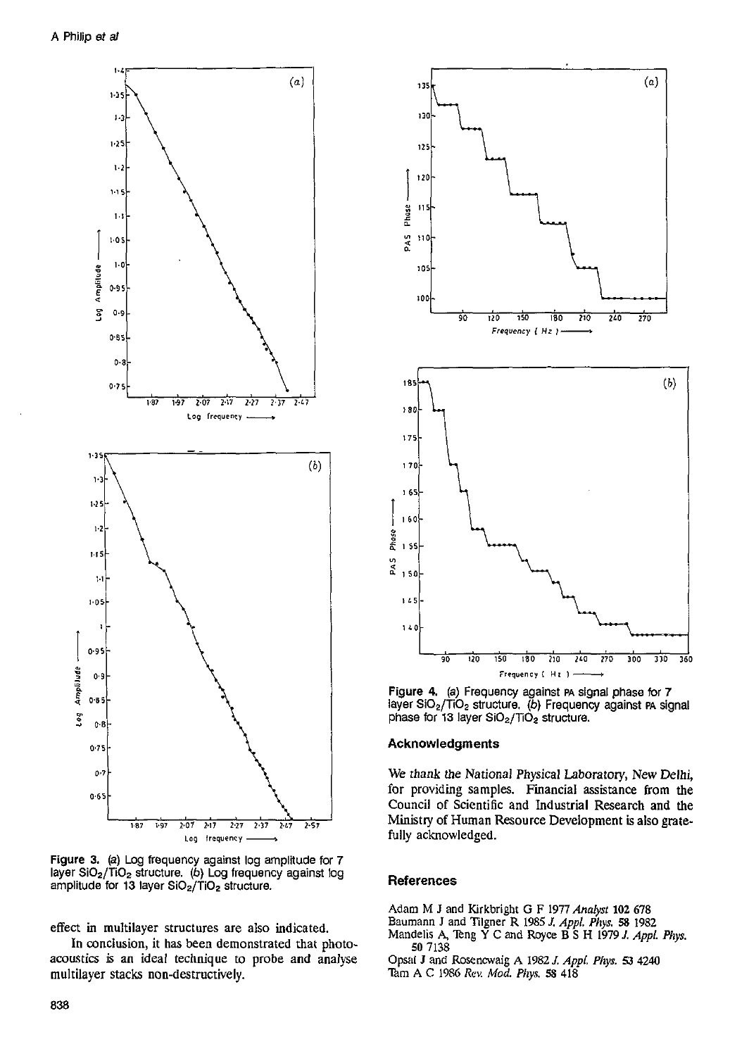1·4
1·35
1·3
1·25
1·2
1·15
1·1
1·05
1·0
0·95
0·9
0·85
0·8
0·75
Log Amplitude
1·87 1·97 2·07 2·17 2·27 2·37 2·47
Log frequency
(a)

1·35
1·3
1·25
1·2
1·15
1·1
1·05
1
0·95
0·9
0·85
0·8
0·75
0·7
0·65
Log Amplitude
1·87 1·97 2·07 2·17 2·27 2·37 2·47 2·57
Log frequency
(b)

**Figure 3.** (*a*) Log frequency against log amplitude for 7 layer $SiO_2/TiO_2$ structure. (*b*) Log frequency against log amplitude for 13 layer $SiO_2/TiO_2$ structure.

effect in multilayer structures are also indicated.

In conclusion, it has been demonstrated that photoacoustics is an ideal technique to probe and analyse multilayer stacks non-destructively.

135
130
125
120
115
110
105
100
PAS Phase
90 120 150 180 210 240 270
Frequency (Hz)
(a)

185
180
175
170
165
160
155
150
145
140
PAS Phase
90 120 150 180 210 240 270 300 330 360
Frequency (Hz)
(b)

**Figure 4.** (*a*) Frequency against PA signal phase for 7 layer $SiO_2/TiO_2$ structure. (*b*) Frequency against PA signal phase for 13 layer $SiO_2/TiO_2$ structure.

## Acknowledgments

We thank the National Physical Laboratory, New Delhi, for providing samples. Financial assistance from the Council of Scientific and Industrial Research and the Ministry of Human Resource Development is also gratefully acknowledged.

## References

Adam M J and Kirkbright G F 1977 *Analyst* **102** 678
Baumann J and Tilgner R 1985 *J. Appl. Phys.* **58** 1982
Mandelis A, Teng Y C and Royce B S H 1979 *J. Appl. Phys.* **50** 7138
Opsal J and Rosencwaig A 1982 *J. Appl. Phys.* **53** 4240
Tam A C 1986 *Rev. Mod. Phys.* **58** 418